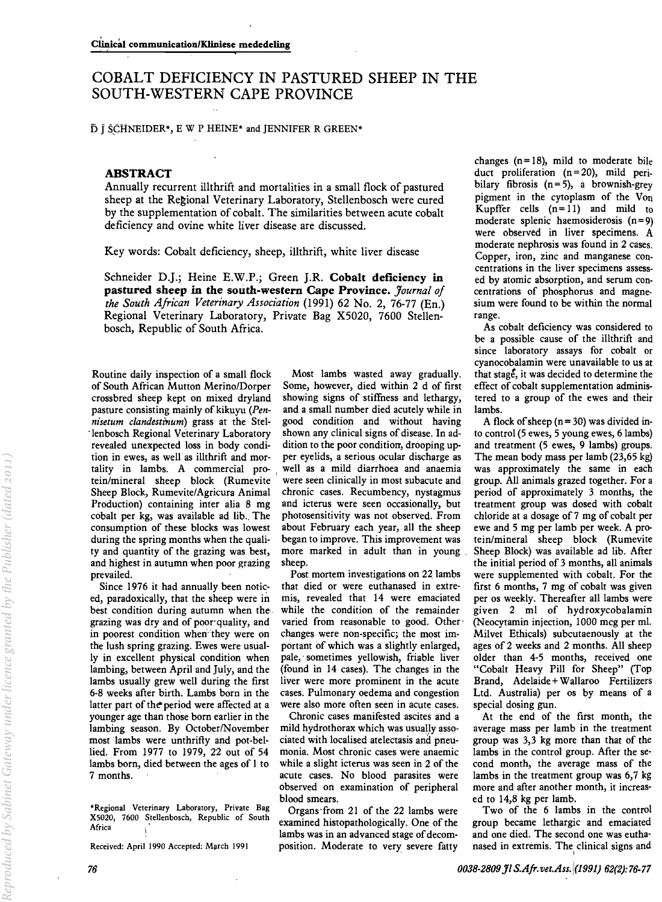Clinical communication/Kliniese mededeling

# COBALT DEFICIENCY IN PASTURED SHEEP IN THE SOUTH-WESTERN CAPE PROVINCE

D J SCHNEIDER*, E W P HEINE* and JENNIFER R GREEN*

## ABSTRACT

Annually recurrent illthrift and mortalities in a small flock of pastured sheep at the Regional Veterinary Laboratory, Stellenbosch were cured by the supplementation of cobalt. The similarities between acute cobalt deficiency and ovine white liver disease are discussed.

Key words: Cobalt deficiency, sheep, illthrift, white liver disease

Schneider D.J.; Heine E.W.P.; Green J.R. **Cobalt deficiency in pastured sheep in the south-western Cape Province.** *Journal of the South African Veterinary Association* (1991) 62 No. 2, 76-77 (En.) Regional Veterinary Laboratory, Private Bag X5020, 7600 Stellenbosch, Republic of South Africa.

Routine daily inspection of a small flock of South African Mutton Merino/Dorper crossbred sheep kept on mixed dryland pasture consisting mainly of kikuyu (*Pennisetum clandestinum*) grass at the Stellenbosch Regional Veterinary Laboratory revealed unexpected loss in body condition in ewes, as well as illthrift and mortality in lambs. A commercial protein/mineral sheep block (Rumevite Sheep Block, Rumevite/Agricura Animal Production) containing inter alia 8 mg cobalt per kg, was available ad lib. The consumption of these blocks was lowest during the spring months when the quality and quantity of the grazing was best, and highest in autumn when poor grazing prevailed.

Since 1976 it had annually been noticed, paradoxically, that the sheep were in best condition during autumn when the grazing was dry and of poor quality, and in poorest condition when they were on the lush spring grazing. Ewes were usually in excellent physical condition when lambing, between April and July, and the lambs usually grew well during the first 6-8 weeks after birth. Lambs born in the latter part of the period were affected at a younger age than those born earlier in the lambing season. By October/November most lambs were unthrifty and pot-bellied. From 1977 to 1979, 22 out of 54 lambs born, died between the ages of 1 to 7 months.

Most lambs wasted away gradually. Some, however, died within 2 d of first showing signs of stiffness and lethargy, and a small number died acutely while in good condition and without having shown any clinical signs of disease. In addition to the poor condition, drooping upper eyelids, a serious ocular discharge as well as a mild diarrhoea and anaemia were seen clinically in most subacute and chronic cases. Recumbency, nystagmus and icterus were seen occasionally, but photosensitivity was not observed. From about February each year, all the sheep began to improve. This improvement was more marked in adult than in young sheep.

Post mortem investigations on 22 lambs that died or were euthanased in extremis, revealed that 14 were emaciated while the condition of the remainder varied from reasonable to good. Other changes were non-specific; the most important of which was a slightly enlarged, pale, sometimes yellowish, friable liver (found in 14 cases). The changes in the liver were more prominent in the acute cases. Pulmonary oedema and congestion were also more often seen in acute cases.

Chronic cases manifested ascites and a mild hydrothorax which was usually associated with localised atelectasis and pneumonia. Most chronic cases were anaemic while a slight icterus was seen in 2 of the acute cases. No blood parasites were observed on examination of peripheral blood smears.

Organs from 21 of the 22 lambs were examined histopathologically. One of the lambs was in an advanced stage of decomposition. Moderate to very severe fatty changes (n=18), mild to moderate bile duct proliferation (n=20), mild peribilary fibrosis (n=5), a brownish-grey pigment in the cytoplasm of the Von Kupffer cells (n=11) and mild to moderate splenic haemosiderosis (n=9) were observed in liver specimens. A moderate nephrosis was found in 2 cases. Copper, iron, zinc and manganese concentrations in the liver specimens assessed by atomic absorption, and serum concentrations of phosphorus and magnesium were found to be within the normal range.

As cobalt deficiency was considered to be a possible cause of the illthrift and since laboratory assays for cobalt or cyanocobalamin were unavailable to us at that stage, it was decided to determine the effect of cobalt supplementation administered to a group of the ewes and their lambs.

A flock of sheep (n=30) was divided into control (5 ewes, 5 young ewes, 6 lambs) and treatment (5 ewes, 9 lambs) groups. The mean body mass per lamb (23,65 kg) was approximately the same in each group. All animals grazed together. For a period of approximately 3 months, the treatment group was dosed with cobalt chloride at a dosage of 7 mg of cobalt per ewe and 5 mg per lamb per week. A protein/mineral sheep block (Rumevite Sheep Block) was available ad lib. After the initial period of 3 months, all animals were supplemented with cobalt. For the first 6 months, 7 mg of cobalt was given per os weekly. Thereafter all lambs were given 2 ml of hydroxycobalamin (Neocytamin injection, 1000 mcg per ml. Milvet Ethicals) subcutaenously at the ages of 2 weeks and 2 months. All sheep older than 4-5 months, received one "Cobalt Heavy Pill for Sheep" (Top Brand, Adelaide+Wallaroo Fertilizers Ltd. Australia) per os by means of a special dosing gun.

At the end of the first month, the average mass per lamb in the treatment group was 3,3 kg more than that of the lambs in the control group. After the second month, the average mass of the lambs in the treatment group was 6,7 kg more and after another month, it increased to 14,8 kg per lamb.

Two of the 6 lambs in the control group became lethargic and emaciated and one died. The second one was euthanased in extremis. The clinical signs and

*Regional Veterinary Laboratory, Private Bag X5020, 7600 Stellenbosch, Republic of South Africa

Received: April 1990 Accepted: March 1991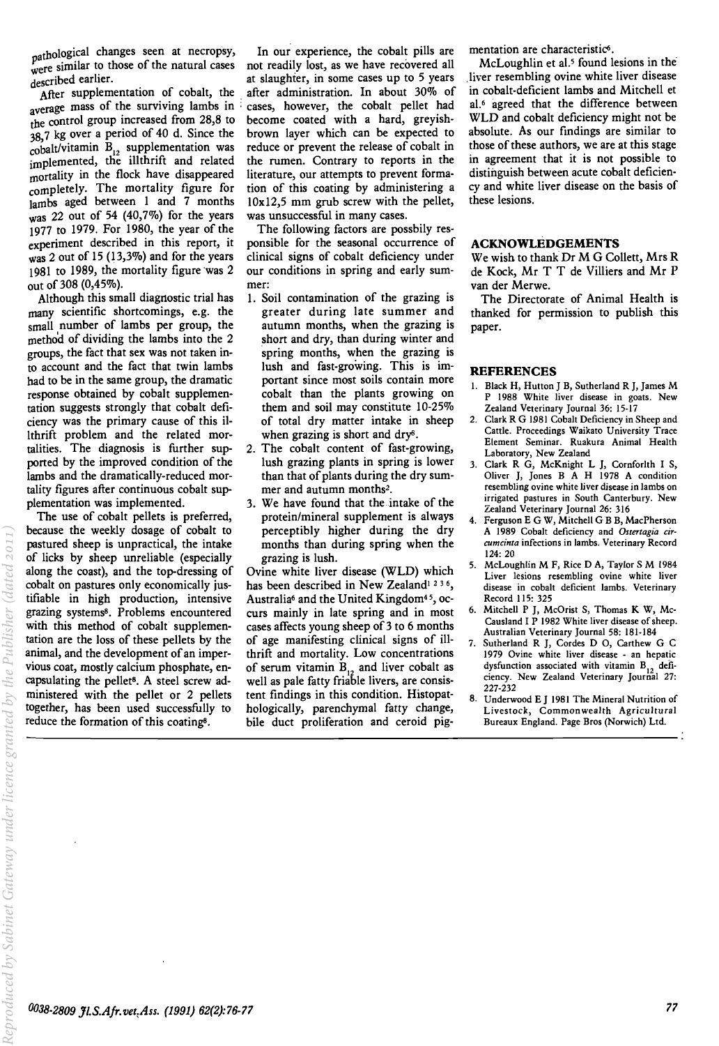pathological changes seen at necropsy, were similar to those of the natural cases described earlier.

After supplementation of cobalt, the average mass of the surviving lambs in the control group increased from 28,8 to 38,7 kg over a period of 40 d. Since the cobalt/vitamin $B_{12}$ supplementation was implemented, the illthrift and related mortality in the flock have disappeared completely. The mortality figure for lambs aged between 1 and 7 months was 22 out of 54 (40,7%) for the years 1977 to 1979. For 1980, the year of the experiment described in this report, it was 2 out of 15 (13,3%) and for the years 1981 to 1989, the mortality figure was 2 out of 308 (0,45%).

Although this small diagnostic trial has many scientific shortcomings, e.g. the small number of lambs per group, the method of dividing the lambs into the 2 groups, the fact that sex was not taken into account and the fact that twin lambs had to be in the same group, the dramatic response obtained by cobalt supplementation suggests strongly that cobalt deficiency was the primary cause of this illthrift problem and the related mortalities. The diagnosis is further supported by the improved condition of the lambs and the dramatically-reduced mortality figures after continuous cobalt supplementation was implemented.

The use of cobalt pellets is preferred, because the weekly dosage of cobalt to pastured sheep is unpractical, the intake of licks by sheep unreliable (especially along the coast), and the top-dressing of cobalt on pastures only economically justifiable in high production, intensive grazing systems[8]. Problems encountered with this method of cobalt supplementation are the loss of these pellets by the animal, and the development of an impervious coat, mostly calcium phosphate, encapsulating the pellet[8]. A steel screw administered with the pellet or 2 pellets together, has been used successfully to reduce the formation of this coating[8].

In our experience, the cobalt pills are not readily lost, as we have recovered all at slaughter, in some cases up to 5 years after administration. In about 30% of cases, however, the cobalt pellet had become coated with a hard, greyish-brown layer which can be expected to reduce or prevent the release of cobalt in the rumen. Contrary to reports in the literature, our attempts to prevent formation of this coating by administering a 10x12,5 mm grub screw with the pellet, was unsuccessful in many cases.

The following factors are possbily responsible for the seasonal occurrence of clinical signs of cobalt deficiency under our conditions in spring and early summer:

1. Soil contamination of the grazing is greater during late summer and autumn months, when the grazing is short and dry, than during winter and spring months, when the grazing is lush and fast-growing. This is important since most soils contain more cobalt than the plants growing on them and soil may constitute 10-25% of total dry matter intake in sheep when grazing is short and dry[8].
2. The cobalt content of fast-growing, lush grazing plants in spring is lower than that of plants during the dry summer and autumn months[2].
3. We have found that the intake of the protein/mineral supplement is always perceptibly higher during the dry months than during spring when the grazing is lush.

Ovine white liver disease (WLD) which has been described in New Zealand[1 2 3 6], Australia[6] and the United Kingdom[4 5], occurs mainly in late spring and in most cases affects young sheep of 3 to 6 months of age manifesting clinical signs of illthrift and mortality. Low concentrations of serum vitamin $B_{12}$ and liver cobalt as well as pale fatty friable livers, are consistent findings in this condition. Histopathologically, parenchymal fatty change, bile duct proliferation and ceroid pigmentation are characteristic[6].

McLoughlin et al.[5] found lesions in the liver resembling ovine white liver disease in cobalt-deficient lambs and Mitchell et al.[6] agreed that the difference between WLD and cobalt deficiency might not be absolute. As our findings are similar to those of these authors, we are at this stage in agreement that it is not possible to distinguish between acute cobalt deficiency and white liver disease on the basis of these lesions.

## ACKNOWLEDGEMENTS

We wish to thank Dr M G Collett, Mrs R de Kock, Mr T T de Villiers and Mr P van der Merwe.

The Directorate of Animal Health is thanked for permission to publish this paper.

## REFERENCES

1. Black H, Hutton J B, Sutherland R J, James M P 1988 White liver disease in goats. New Zealand Veterinary Journal 36: 15-17
2. Clark R G 1981 Cobalt Deficiency in Sheep and Cattle. Proceedings Waikato University Trace Element Seminar. Ruakura Animal Health Laboratory, New Zealand
3. Clark R G, McKnight L J, Cornforlth I S, Oliver J, Jones B A H 1978 A condition resembling ovine white liver disease in lambs on irrigated pastures in South Canterbury. New Zealand Veterinary Journal 26: 316
4. Ferguson E G W, Mitchell G B B, MacPherson A 1989 Cobalt deficiency and *Ostertagia circumcinta* infections in lambs. Veterinary Record 124: 20
5. McLoughlin M F, Rice D A, Taylor S M 1984 Liver lesions resembling ovine white liver disease in cobalt deficient lambs. Veterinary Record 115: 325
6. Mitchell P J, McOrist S, Thomas K W, McCausland I P 1982 White liver disease of sheep. Australian Veterinary Journal 58: 181-184
7. Sutherland R J, Cordes D O, Carthew G C 1979 Ovine white liver disease - an hepatic dysfunction associated with vitamin $B_{12}$ deficiency. New Zealand Veterinary Journal 27: 227-232
8. Underwood E J 1981 The Mineral Nutrition of Livestock, Commonwealth Agricultural Bureaux England. Page Bros (Norwich) Ltd.